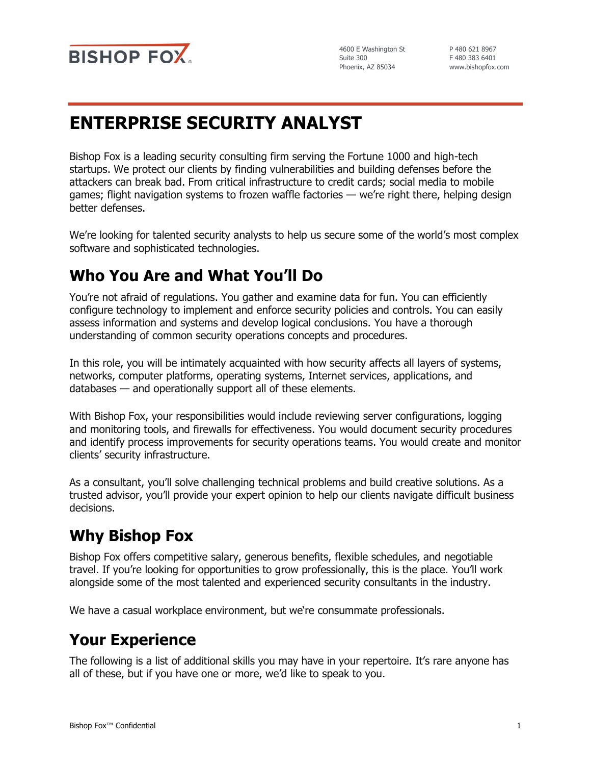BISHOP FOX

4600 E Washington St
Suite 300
Phoenix, AZ 85034

P 480 621 8967
F 480 383 6401
www.bishopfox.com

# ENTERPRISE SECURITY ANALYST

Bishop Fox is a leading security consulting firm serving the Fortune 1000 and high-tech startups. We protect our clients by finding vulnerabilities and building defenses before the attackers can break bad. From critical infrastructure to credit cards; social media to mobile games; flight navigation systems to frozen waffle factories — we're right there, helping design better defenses.

We're looking for talented security analysts to help us secure some of the world's most complex software and sophisticated technologies.

## Who You Are and What You'll Do

You're not afraid of regulations. You gather and examine data for fun. You can efficiently configure technology to implement and enforce security policies and controls. You can easily assess information and systems and develop logical conclusions. You have a thorough understanding of common security operations concepts and procedures.

In this role, you will be intimately acquainted with how security affects all layers of systems, networks, computer platforms, operating systems, Internet services, applications, and databases — and operationally support all of these elements.

With Bishop Fox, your responsibilities would include reviewing server configurations, logging and monitoring tools, and firewalls for effectiveness. You would document security procedures and identify process improvements for security operations teams. You would create and monitor clients' security infrastructure.

As a consultant, you'll solve challenging technical problems and build creative solutions. As a trusted advisor, you'll provide your expert opinion to help our clients navigate difficult business decisions.

## Why Bishop Fox

Bishop Fox offers competitive salary, generous benefits, flexible schedules, and negotiable travel. If you're looking for opportunities to grow professionally, this is the place. You'll work alongside some of the most talented and experienced security consultants in the industry.

We have a casual workplace environment, but we're consummate professionals.

## Your Experience

The following is a list of additional skills you may have in your repertoire. It's rare anyone has all of these, but if you have one or more, we'd like to speak to you.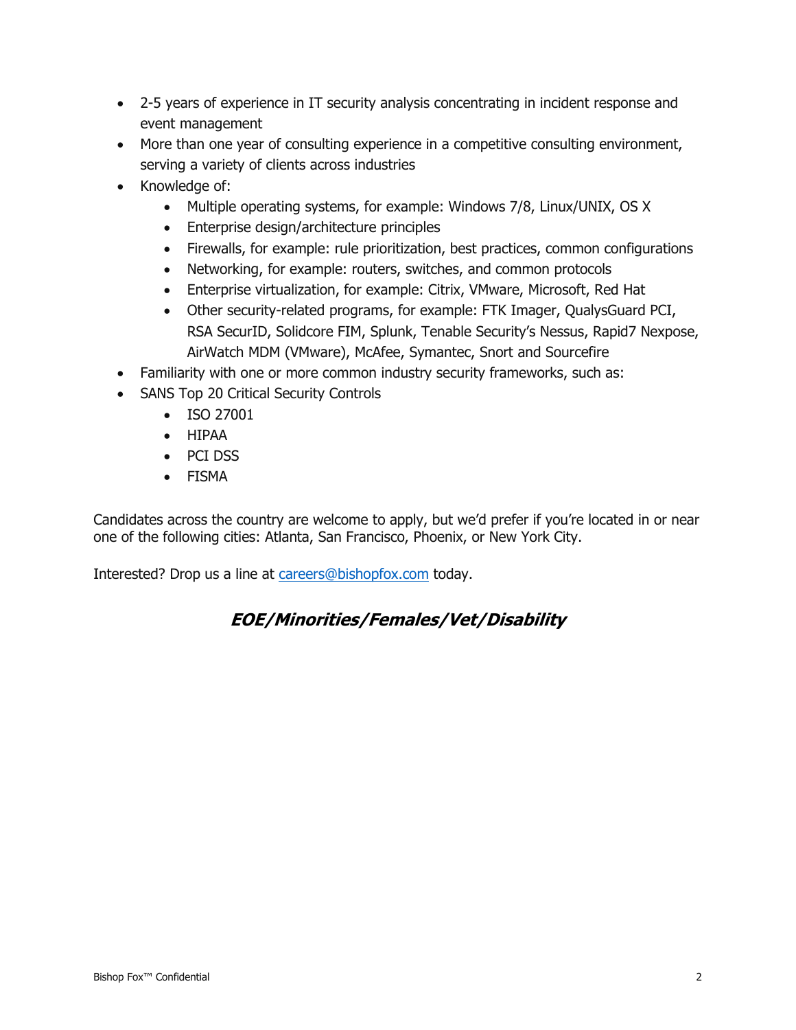- 2-5 years of experience in IT security analysis concentrating in incident response and event management
- More than one year of consulting experience in a competitive consulting environment, serving a variety of clients across industries
- Knowledge of:
    - Multiple operating systems, for example: Windows 7/8, Linux/UNIX, OS X
    - Enterprise design/architecture principles
    - Firewalls, for example: rule prioritization, best practices, common configurations
    - Networking, for example: routers, switches, and common protocols
    - Enterprise virtualization, for example: Citrix, VMware, Microsoft, Red Hat
    - Other security-related programs, for example: FTK Imager, QualysGuard PCI, RSA SecurID, Solidcore FIM, Splunk, Tenable Security's Nessus, Rapid7 Nexpose, AirWatch MDM (VMware), McAfee, Symantec, Snort and Sourcefire
- Familiarity with one or more common industry security frameworks, such as:
- SANS Top 20 Critical Security Controls
    - ISO 27001
    - HIPAA
    - PCI DSS
    - FISMA

Candidates across the country are welcome to apply, but we'd prefer if you're located in or near one of the following cities: Atlanta, San Francisco, Phoenix, or New York City.

Interested? Drop us a line at careers@bishopfox.com today.

***EOE/Minorities/Females/Vet/Disability***